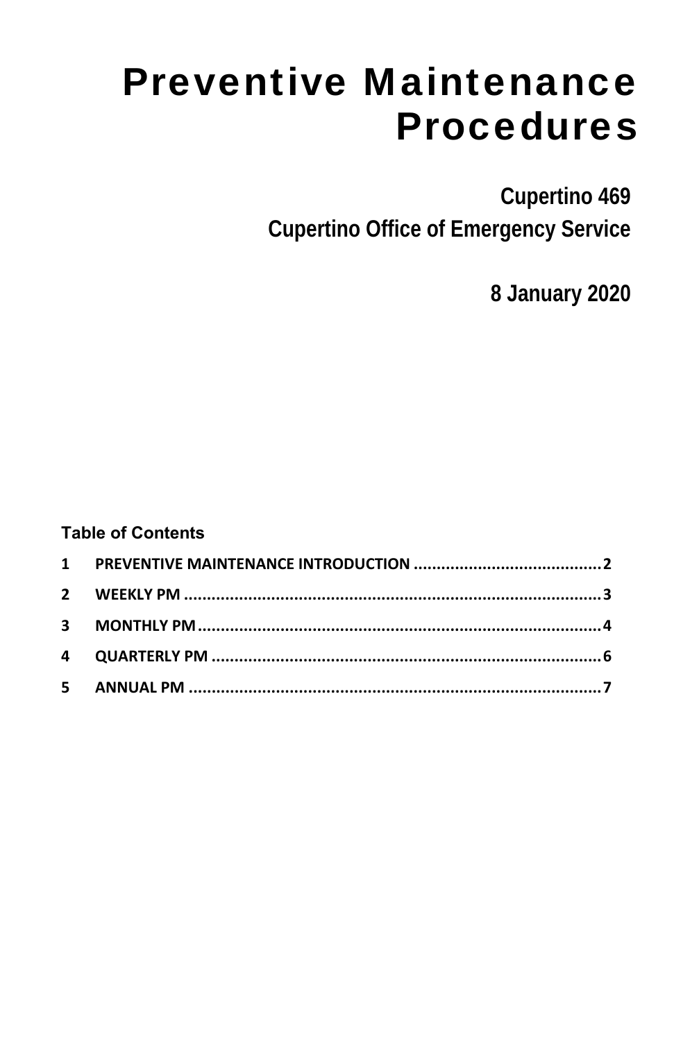# Preventive Maintenance Procedures

**Cupertino 469**

**Cupertino Office of Emergency Service**

**8 January 2020**

**Table of Contents**

1 PREVENTIVE MAINTENANCE INTRODUCTION ........................................ 2

2 WEEKLY PM ........................................................................................ 3

3 MONTHLY PM ...................................................................................... 4

4 QUARTERLY PM .................................................................................. 6

5 ANNUAL PM ........................................................................................ 7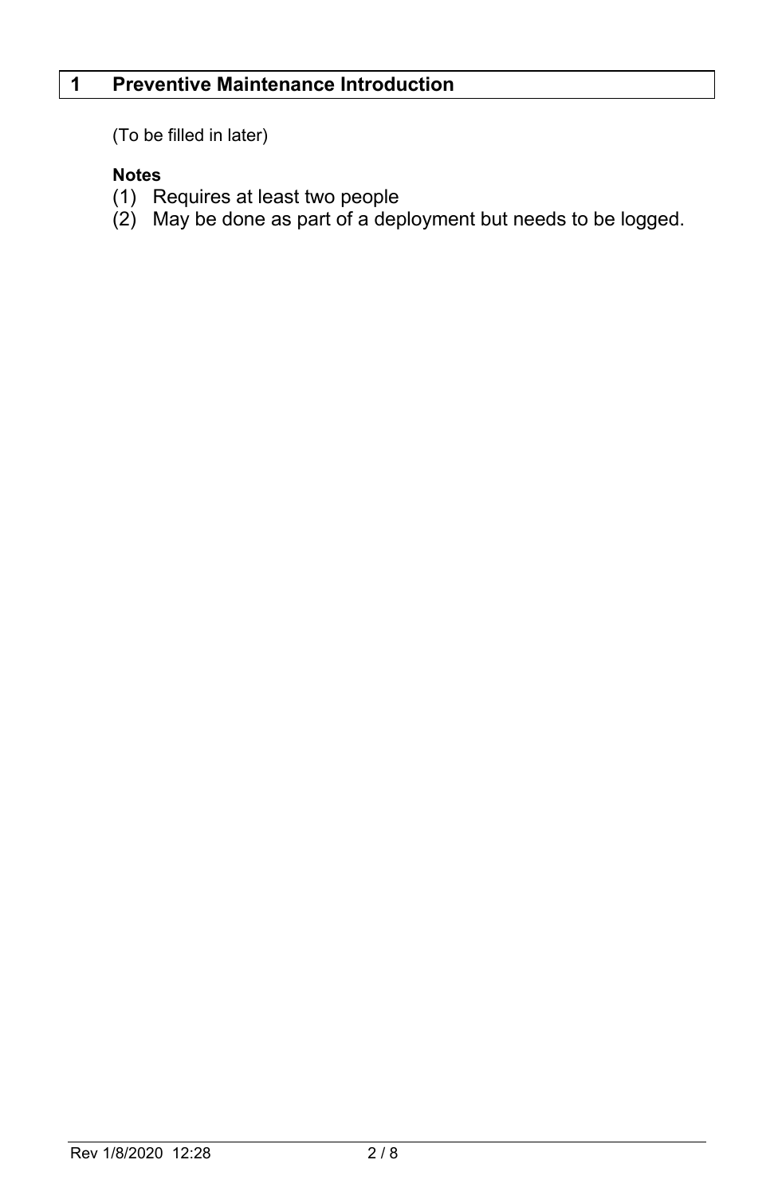# 1 Preventive Maintenance Introduction

(To be filled in later)

**Notes**

(1) Requires at least two people

(2) May be done as part of a deployment but needs to be logged.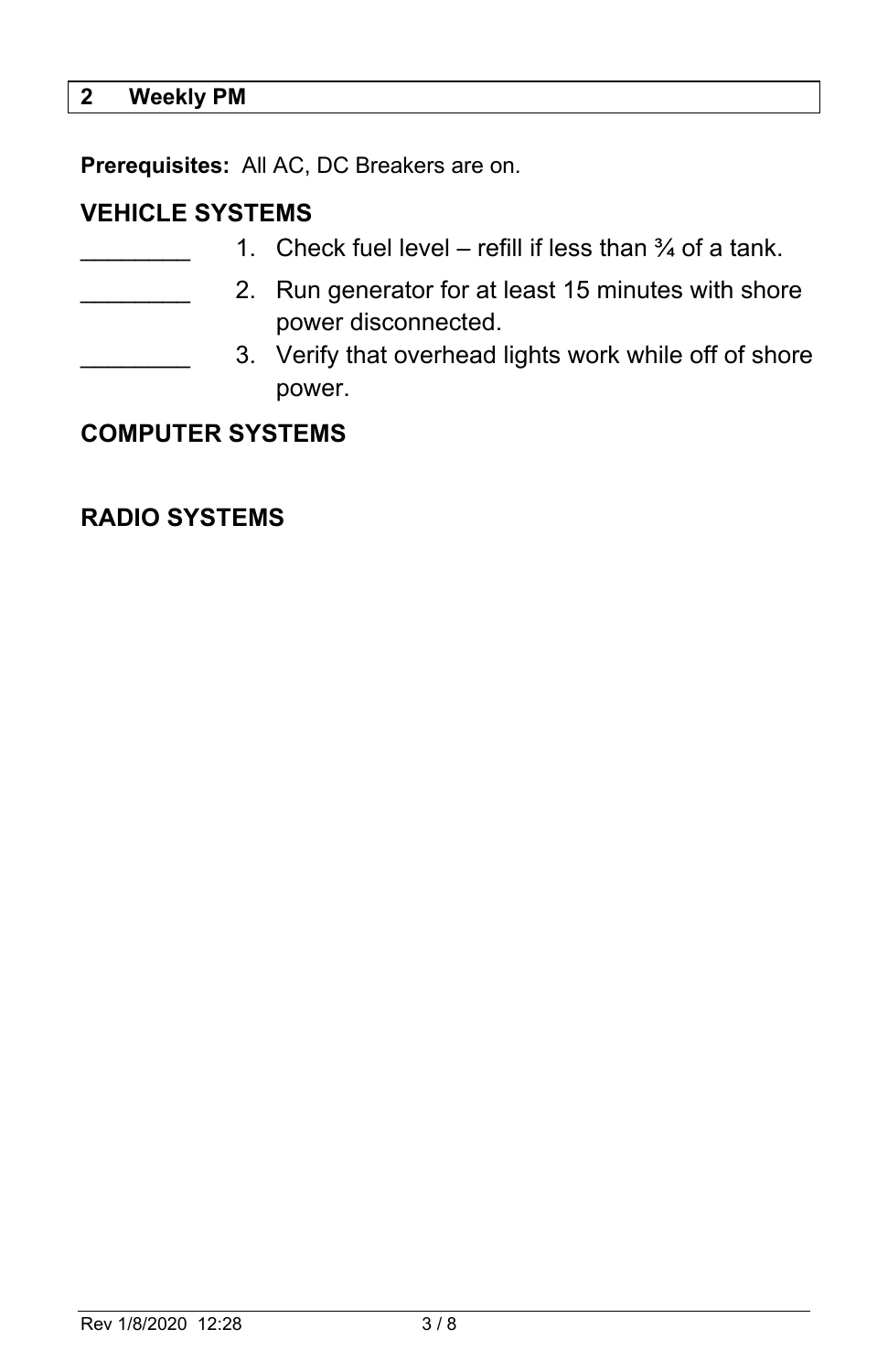## 2 Weekly PM

**Prerequisites:** All AC, DC Breakers are on.

### VEHICLE SYSTEMS

________ 1. Check fuel level – refill if less than ¾ of a tank.

________ 2. Run generator for at least 15 minutes with shore power disconnected.

________ 3. Verify that overhead lights work while off of shore power.

### COMPUTER SYSTEMS

### RADIO SYSTEMS

Rev 1/8/2020 12:28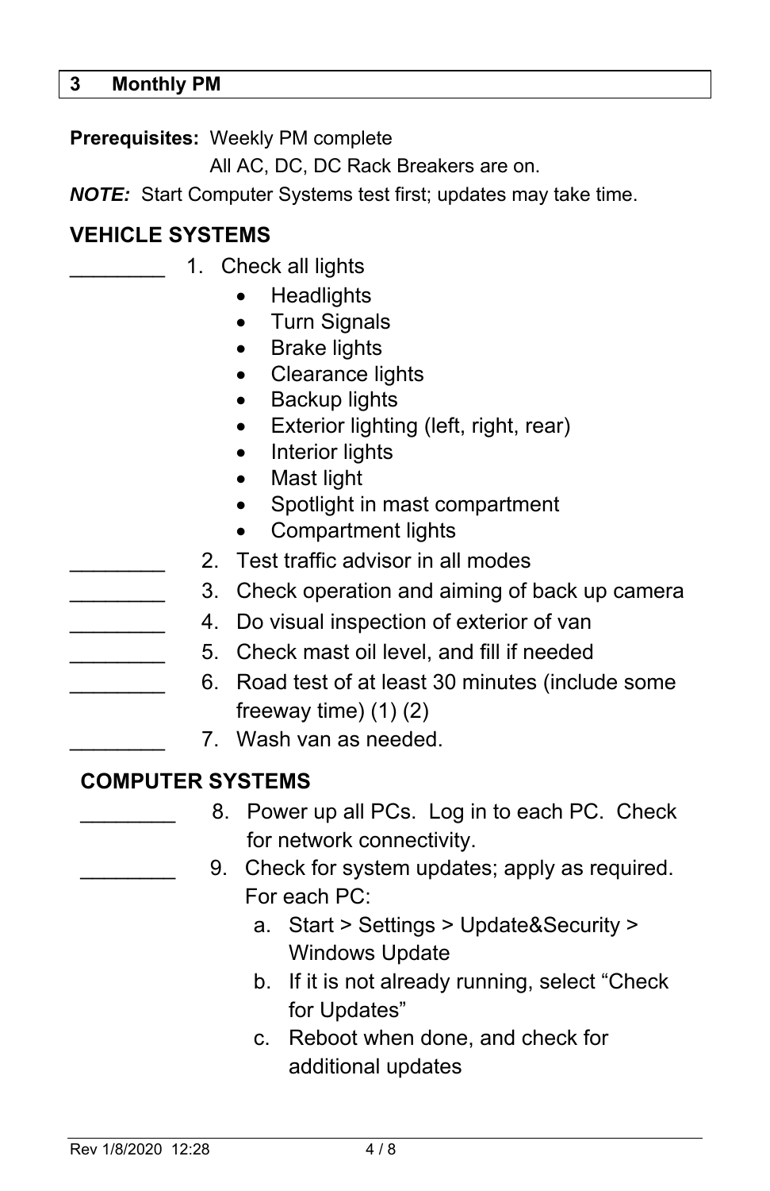## 3 Monthly PM

**Prerequisites:** Weekly PM complete

All AC, DC, DC Rack Breakers are on.

***NOTE:*** Start Computer Systems test first; updates may take time.

### VEHICLE SYSTEMS

________ 1. Check all lights
- Headlights
- Turn Signals
- Brake lights
- Clearance lights
- Backup lights
- Exterior lighting (left, right, rear)
- Interior lights
- Mast light
- Spotlight in mast compartment
- Compartment lights

________ 2. Test traffic advisor in all modes

________ 3. Check operation and aiming of back up camera

________ 4. Do visual inspection of exterior of van

________ 5. Check mast oil level, and fill if needed

________ 6. Road test of at least 30 minutes (include some freeway time) (1) (2)

________ 7. Wash van as needed.

### COMPUTER SYSTEMS

________ 8. Power up all PCs. Log in to each PC. Check for network connectivity.

________ 9. Check for system updates; apply as required. For each PC:
   a. Start > Settings > Update&Security > Windows Update
   b. If it is not already running, select "Check for Updates"
   c. Reboot when done, and check for additional updates

Rev 1/8/2020 12:28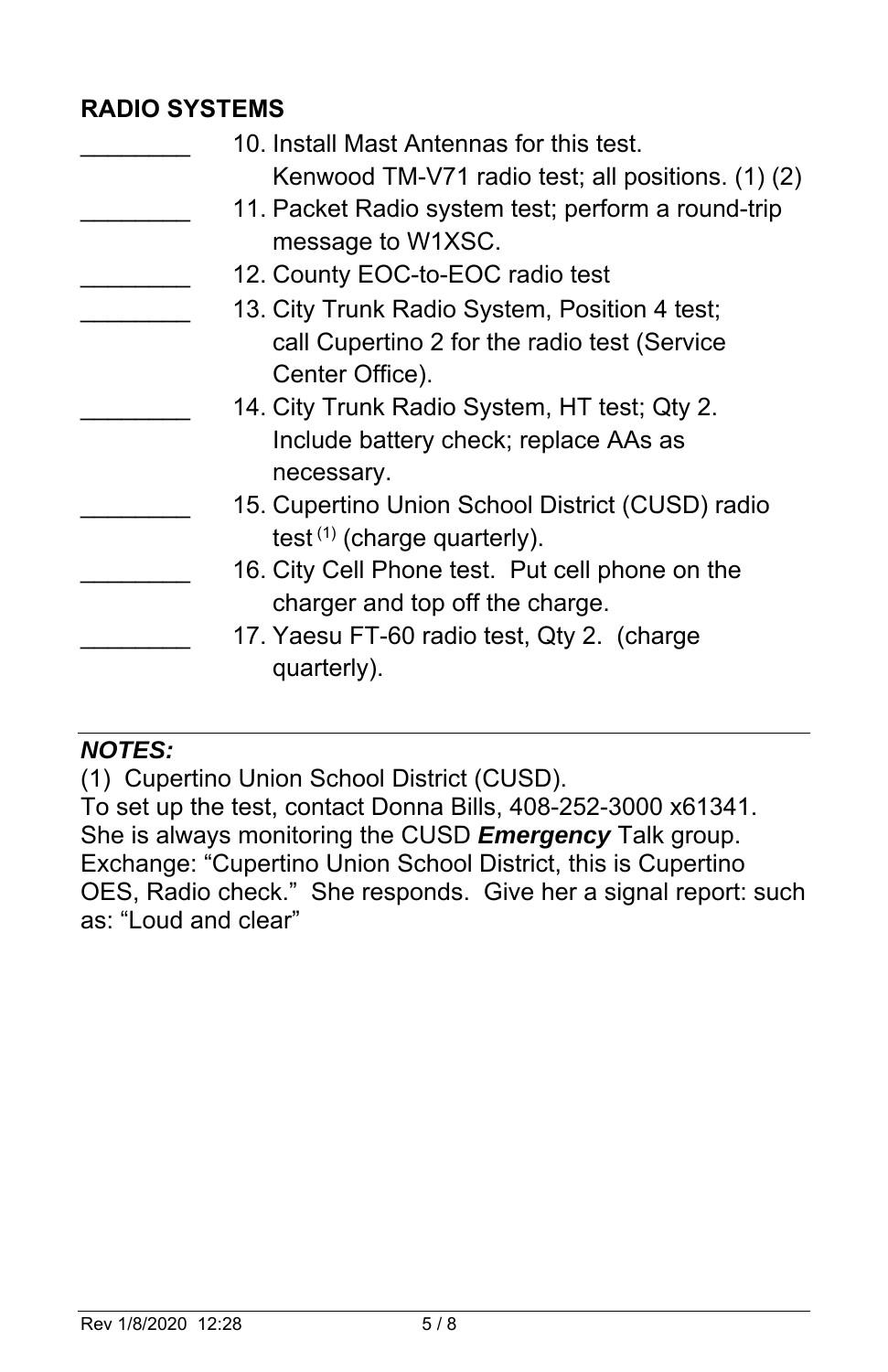**RADIO SYSTEMS**

________ 10. Install Mast Antennas for this test. Kenwood TM-V71 radio test; all positions. (1) (2)

________ 11. Packet Radio system test; perform a round-trip message to W1XSC.

________ 12. County EOC-to-EOC radio test

________ 13. City Trunk Radio System, Position 4 test; call Cupertino 2 for the radio test (Service Center Office).

________ 14. City Trunk Radio System, HT test; Qty 2. Include battery check; replace AAs as necessary.

________ 15. Cupertino Union School District (CUSD) radio test [(1)] (charge quarterly).

________ 16. City Cell Phone test. Put cell phone on the charger and top off the charge.

________ 17. Yaesu FT-60 radio test, Qty 2. (charge quarterly).

---

***NOTES:***

(1) Cupertino Union School District (CUSD).
To set up the test, contact Donna Bills, 408-252-3000 x61341. She is always monitoring the CUSD ***Emergency*** Talk group. Exchange: “Cupertino Union School District, this is Cupertino OES, Radio check.” She responds. Give her a signal report: such as: “Loud and clear”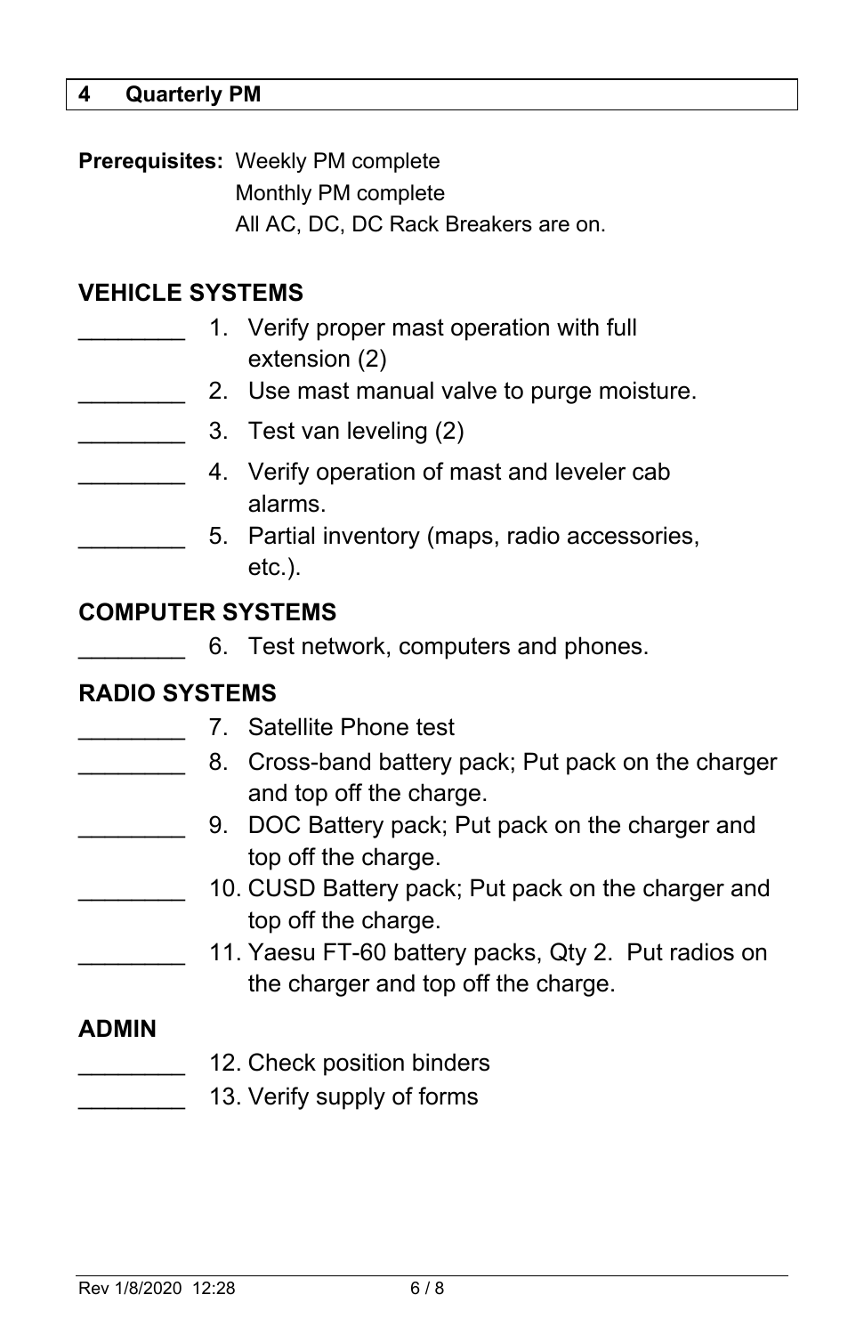## 4 Quarterly PM

**Prerequisites:** Weekly PM complete
Monthly PM complete
All AC, DC, DC Rack Breakers are on.

### VEHICLE SYSTEMS

________ 1. Verify proper mast operation with full extension (2)

________ 2. Use mast manual valve to purge moisture.

________ 3. Test van leveling (2)

________ 4. Verify operation of mast and leveler cab alarms.

________ 5. Partial inventory (maps, radio accessories, etc.).

### COMPUTER SYSTEMS

________ 6. Test network, computers and phones.

### RADIO SYSTEMS

________ 7. Satellite Phone test

________ 8. Cross-band battery pack; Put pack on the charger and top off the charge.

________ 9. DOC Battery pack; Put pack on the charger and top off the charge.

________ 10. CUSD Battery pack; Put pack on the charger and top off the charge.

________ 11. Yaesu FT-60 battery packs, Qty 2. Put radios on the charger and top off the charge.

### ADMIN

________ 12. Check position binders

________ 13. Verify supply of forms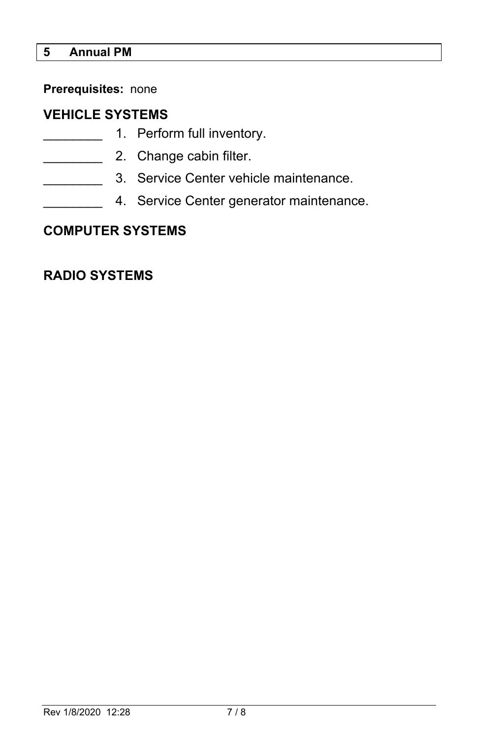# 5 Annual PM

**Prerequisites:** none

## VEHICLE SYSTEMS

________ 1. Perform full inventory.

________ 2. Change cabin filter.

________ 3. Service Center vehicle maintenance.

________ 4. Service Center generator maintenance.

## COMPUTER SYSTEMS

## RADIO SYSTEMS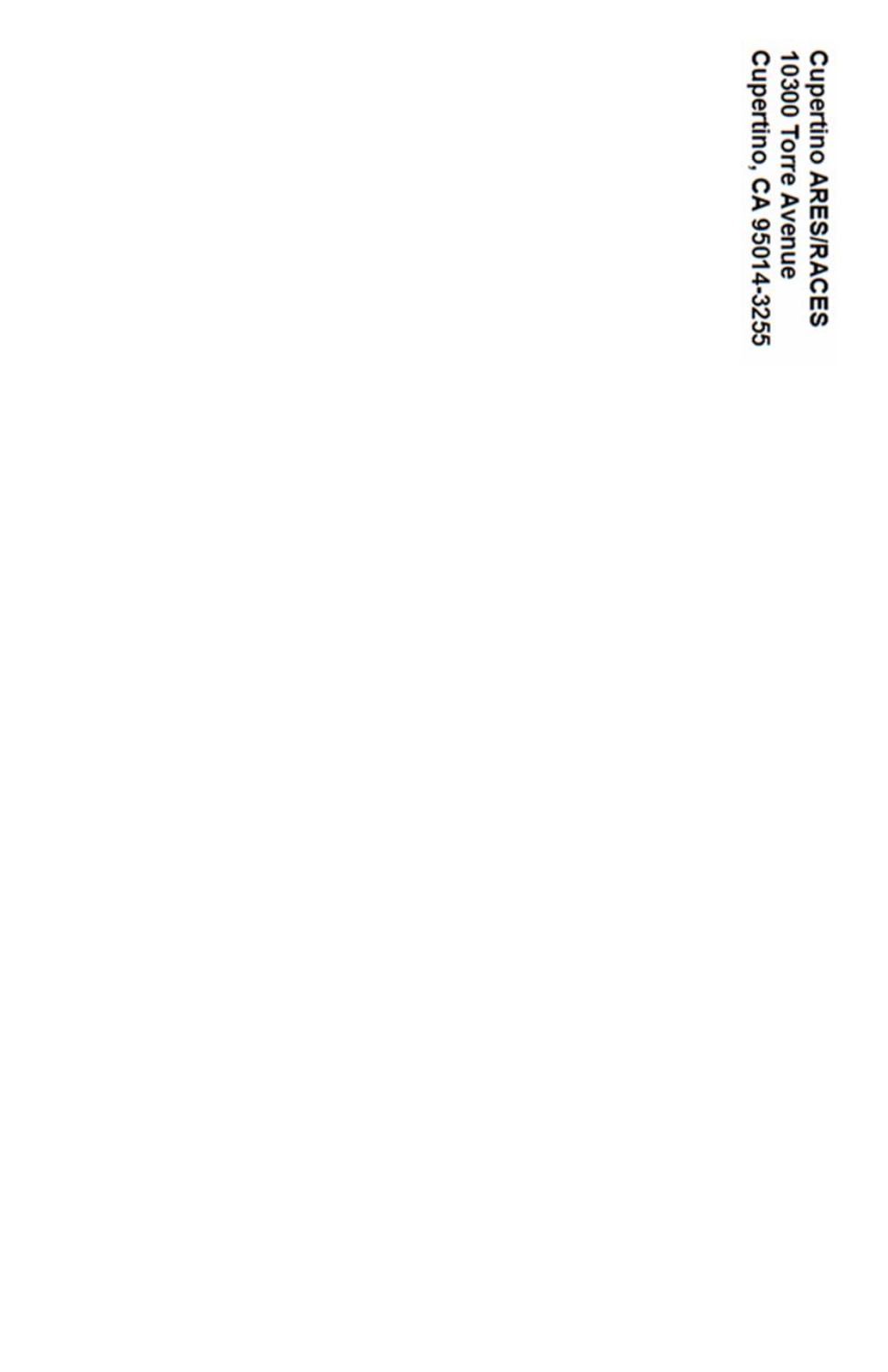Cupertino ARES/RACES
10300 Torre Avenue
Cupertino, CA 95014-3255